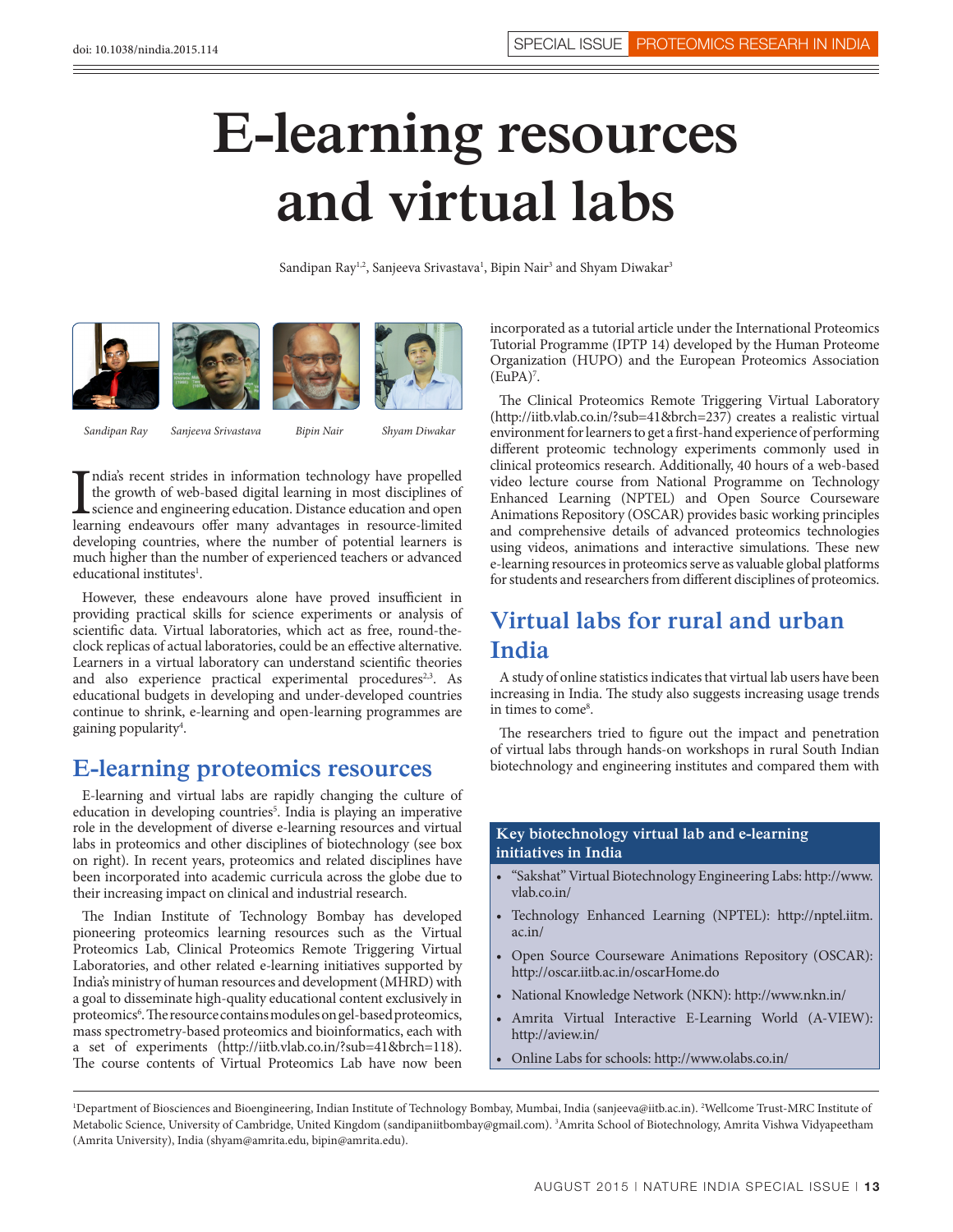doi: 10.1038/nindia.2015.114

SPECIAL ISSUE PROTEOMICS RESEARH IN INDIA

# E-learning resources and virtual labs

Sandipan Ray[1,2], Sanjeeva Srivastava[1], Bipin Nair[3] and Shyam Diwakar[3]

*Sandipan Ray* *Sanjeeva Srivastava* *Bipin Nair* *Shyam Diwakar*

India's recent strides in information technology have propelled the growth of web-based digital learning in most disciplines of science and engineering education. Distance education and open learning endeavours offer many advantages in resource-limited developing countries, where the number of potential learners is much higher than the number of experienced teachers or advanced educational institutes[1].

However, these endeavours alone have proved insufficient in providing practical skills for science experiments or analysis of scientific data. Virtual laboratories, which act as free, round-the-clock replicas of actual laboratories, could be an effective alternative. Learners in a virtual laboratory can understand scientific theories and also experience practical experimental procedures[2,3]. As educational budgets in developing and under-developed countries continue to shrink, e-learning and open-learning programmes are gaining popularity[4].

## E-learning proteomics resources

E-learning and virtual labs are rapidly changing the culture of education in developing countries[5]. India is playing an imperative role in the development of diverse e-learning resources and virtual labs in proteomics and other disciplines of biotechnology (see box on right). In recent years, proteomics and related disciplines have been incorporated into academic curricula across the globe due to their increasing impact on clinical and industrial research.

The Indian Institute of Technology Bombay has developed pioneering proteomics learning resources such as the Virtual Proteomics Lab, Clinical Proteomics Remote Triggering Virtual Laboratories, and other related e-learning initiatives supported by India's ministry of human resources and development (MHRD) with a goal to disseminate high-quality educational content exclusively in proteomics[6]. The resource contains modules on gel-based proteomics, mass spectrometry-based proteomics and bioinformatics, each with a set of experiments (http://iitb.vlab.co.in/?sub=41&brch=118). The course contents of Virtual Proteomics Lab have now been incorporated as a tutorial article under the International Proteomics Tutorial Programme (IPTP 14) developed by the Human Proteome Organization (HUPO) and the European Proteomics Association (EuPA)[7].

The Clinical Proteomics Remote Triggering Virtual Laboratory (http://iitb.vlab.co.in/?sub=41&brch=237) creates a realistic virtual environment for learners to get a first-hand experience of performing different proteomic technology experiments commonly used in clinical proteomics research. Additionally, 40 hours of a web-based video lecture course from National Programme on Technology Enhanced Learning (NPTEL) and Open Source Courseware Animations Repository (OSCAR) provides basic working principles and comprehensive details of advanced proteomics technologies using videos, animations and interactive simulations. These new e-learning resources in proteomics serve as valuable global platforms for students and researchers from different disciplines of proteomics.

## Virtual labs for rural and urban India

A study of online statistics indicates that virtual lab users have been increasing in India. The study also suggests increasing usage trends in times to come[8].

The researchers tried to figure out the impact and penetration of virtual labs through hands-on workshops in rural South Indian biotechnology and engineering institutes and compared them with

**Key biotechnology virtual lab and e-learning initiatives in India**

- "Sakshat" Virtual Biotechnology Engineering Labs: http://www.vlab.co.in/
- Technology Enhanced Learning (NPTEL): http://nptel.iitm.ac.in/
- Open Source Courseware Animations Repository (OSCAR): http://oscar.iitb.ac.in/oscarHome.do
- National Knowledge Network (NKN): http://www.nkn.in/
- Amrita Virtual Interactive E-Learning World (A-VIEW): http://aview.in/
- Online Labs for schools: http://www.olabs.co.in/

[1]Department of Biosciences and Bioengineering, Indian Institute of Technology Bombay, Mumbai, India (sanjeeva@iitb.ac.in). [2]Wellcome Trust-MRC Institute of Metabolic Science, University of Cambridge, United Kingdom (sandipaniitbombay@gmail.com). [3]Amrita School of Biotechnology, Amrita Vishwa Vidyapeetham (Amrita University), India (shyam@amrita.edu, bipin@amrita.edu).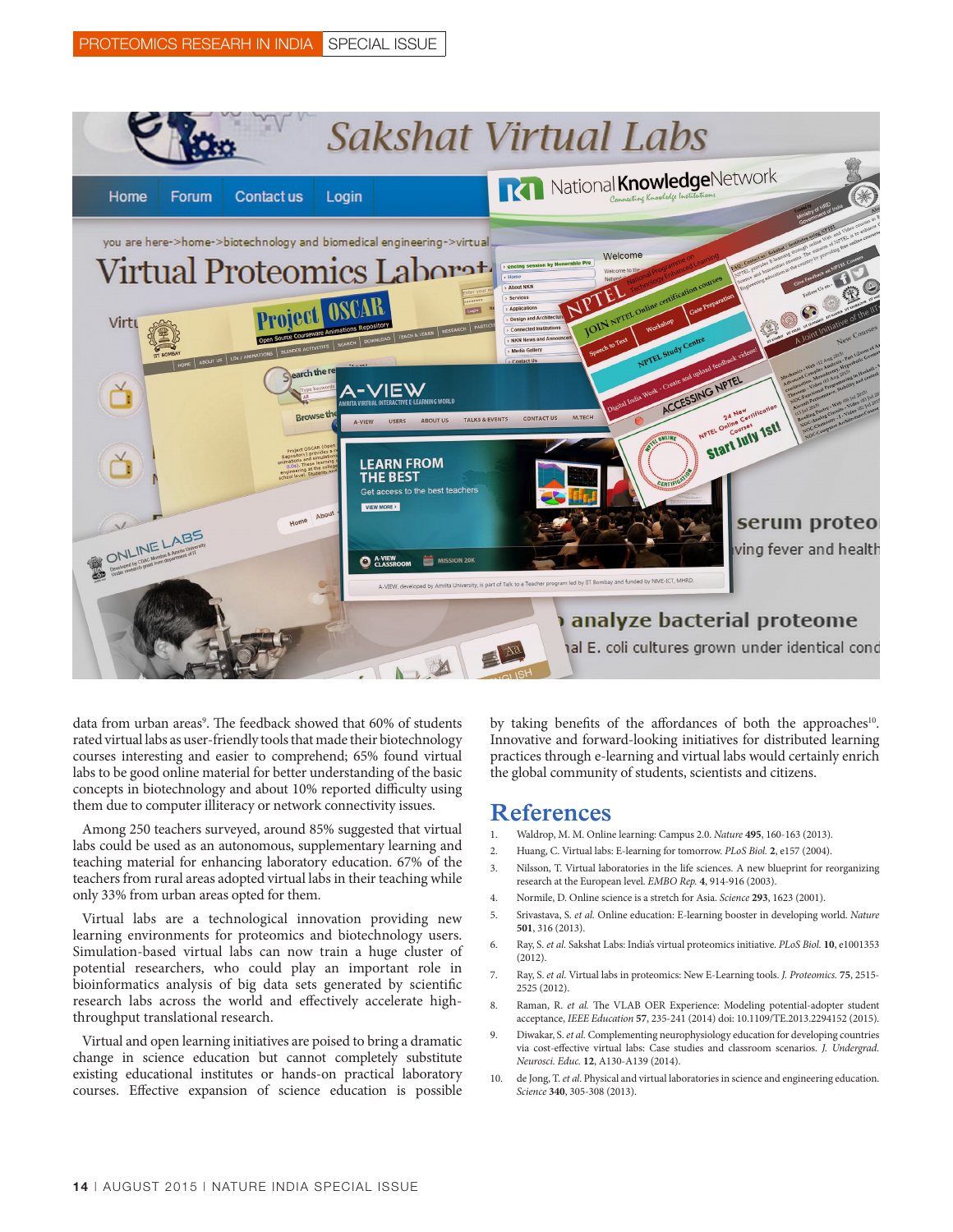data from urban areas[9]. The feedback showed that 60% of students rated virtual labs as user-friendly tools that made their biotechnology courses interesting and easier to comprehend; 65% found virtual labs to be good online material for better understanding of the basic concepts in biotechnology and about 10% reported difficulty using them due to computer illiteracy or network connectivity issues.

Among 250 teachers surveyed, around 85% suggested that virtual labs could be used as an autonomous, supplementary learning and teaching material for enhancing laboratory education. 67% of the teachers from rural areas adopted virtual labs in their teaching while only 33% from urban areas opted for them.

Virtual labs are a technological innovation providing new learning environments for proteomics and biotechnology users. Simulation-based virtual labs can now train a huge cluster of potential researchers, who could play an important role in bioinformatics analysis of big data sets generated by scientific research labs across the world and effectively accelerate high-throughput translational research.

Virtual and open learning initiatives are poised to bring a dramatic change in science education but cannot completely substitute existing educational institutes or hands-on practical laboratory courses. Effective expansion of science education is possible by taking benefits of the affordances of both the approaches[10]. Innovative and forward-looking initiatives for distributed learning practices through e-learning and virtual labs would certainly enrich the global community of students, scientists and citizens.

## References

1. Waldrop, M. M. Online learning: Campus 2.0. *Nature* **495**, 160-163 (2013).
2. Huang, C. Virtual labs: E-learning for tomorrow. *PLoS Biol.* **2**, e157 (2004).
3. Nilsson, T. Virtual laboratories in the life sciences. A new blueprint for reorganizing research at the European level. *EMBO Rep.* **4**, 914-916 (2003).
4. Normile, D. Online science is a stretch for Asia. *Science* **293**, 1623 (2001).
5. Srivastava, S. *et al.* Online education: E-learning booster in developing world. *Nature* **501**, 316 (2013).
6. Ray, S. *et al.* Sakshat Labs: India's virtual proteomics initiative. *PLoS Biol.* **10**, e1001353 (2012).
7. Ray, S. *et al.* Virtual labs in proteomics: New E-Learning tools. *J. Proteomics.* **75**, 2515-2525 (2012).
8. Raman, R. *et al.* The VLAB OER Experience: Modeling potential-adopter student acceptance, *IEEE Education* **57**, 235-241 (2014) doi: 10.1109/TE.2013.2294152 (2015).
9. Diwakar, S. *et al.* Complementing neurophysiology education for developing countries via cost-effective virtual labs: Case studies and classroom scenarios. *J. Undergrad. Neurosci. Educ.* **12**, A130-A139 (2014).
10. de Jong, T. *et al.* Physical and virtual laboratories in science and engineering education. *Science* **340**, 305-308 (2013).